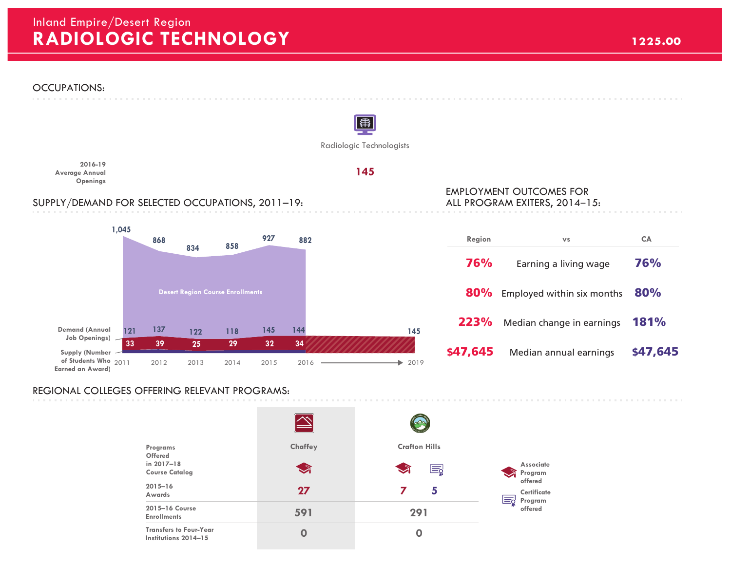# Inland Empire/Desert Region
# RADIOLOGIC TECHNOLOGY

**1225.00**

## OCCUPATIONS:

| | Radiologic Technologists |
|---|---|
| 2016-19 Average Annual Openings | 145 |

## SUPPLY/DEMAND FOR SELECTED OCCUPATIONS, 2011–19:

| | 2011 | 2012 | 2013 | 2014 | 2015 | 2016 | 2019 |
|---|---|---|---|---|---|---|---|
| Desert Region Course Enrollments | 1,045 | 868 | 834 | 858 | 927 | 882 | |
| Demand (Annual Job Openings) | 121 | 137 | 122 | 118 | 145 | 144 | 145 |
| Supply (Number of Students Who Earned an Award) | 33 | 39 | 25 | 29 | 32 | 34 | |

## EMPLOYMENT OUTCOMES FOR ALL PROGRAM EXITERS, 2014–15:

| Region | vs | CA |
|---|---|---|
| 76% | Earning a living wage | 76% |
| 80% | Employed within six months | 80% |
| 223% | Median change in earnings | 181% |
| $47,645 | Median annual earnings | $47,645 |

## REGIONAL COLLEGES OFFERING RELEVANT PROGRAMS:

| | Chaffey | Crafton Hills | |
|---|---|---|---|
| Programs Offered in 2017–18 Course Catalog | Associate | Associate | Certificate |
| 2015–16 Awards | 27 | 7 | 5 |
| 2015–16 Course Enrollments | 591 | 291 | |
| Transfers to Four-Year Institutions 2014–15 | 0 | 0 | |

Associate Program offered

Certificate Program offered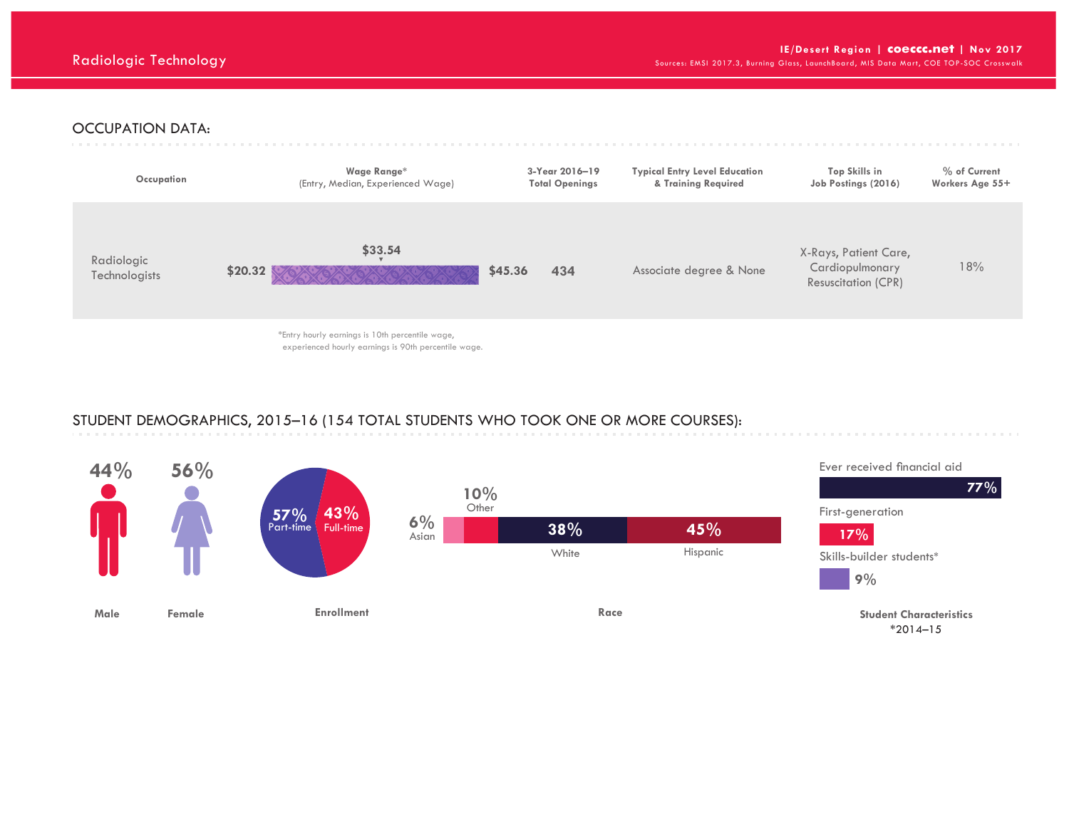Radiologic Technology

IE/Desert Region | coeccc.net | Nov 2017

Sources: EMSI 2017.3, Burning Glass, LaunchBoard, MIS Data Mart, COE TOP-SOC Crosswalk

## OCCUPATION DATA:

| Occupation | Wage Range* (Entry, Median, Experienced Wage) | 3-Year 2016–19 Total Openings | Typical Entry Level Education & Training Required | Top Skills in Job Postings (2016) | % of Current Workers Age 55+ |
|---|---|---|---|---|---|
| Radiologic Technologists | $20.32 / $33.54 / $45.36 | 434 | Associate degree & None | X-Rays, Patient Care, Cardiopulmonary Resuscitation (CPR) | 18% |

*Entry hourly earnings is 10th percentile wage, experienced hourly earnings is 90th percentile wage.

## STUDENT DEMOGRAPHICS, 2015–16 (154 TOTAL STUDENTS WHO TOOK ONE OR MORE COURSES):

44% Male

56% Female

Enrollment

57% Part-time

43% Full-time

Race

6% Asian

10% Other

38% White

45% Hispanic

Student Characteristics

Ever received financial aid 77%

First-generation 17%

Skills-builder students* 9%

*2014–15